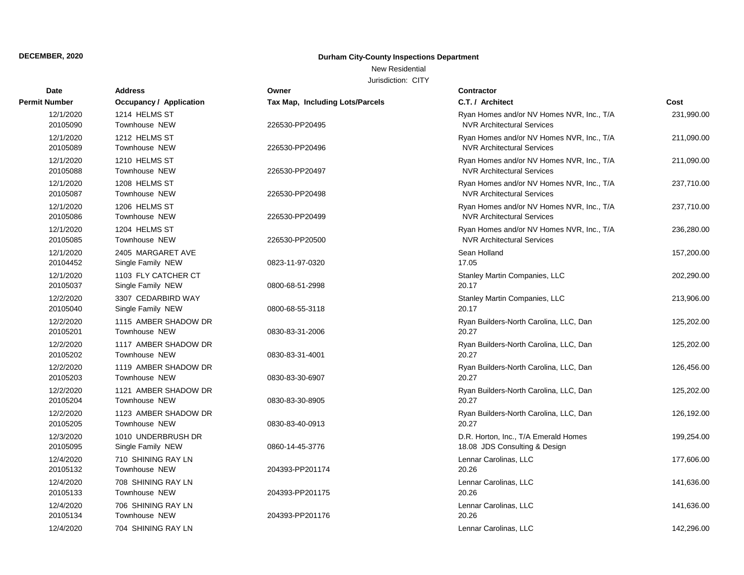**DECEMBER, 2020**

**Durham City-County Inspections Department**

New Residential

Jurisdiction: CITY

| Date<br>Permit Number | Address<br>Occupancy / Application | Owner<br>Tax Map, Including Lots/Parcels | Contractor<br>C.T. / Architect | Cost |
|---|---|---|---|---|
| 12/1/2020<br>20105090 | 1214 HELMS ST<br>Townhouse NEW | 226530-PP20495 | Ryan Homes and/or NV Homes NVR, Inc., T/A<br>NVR Architectural Services | 231,990.00 |
| 12/1/2020<br>20105089 | 1212 HELMS ST<br>Townhouse NEW | 226530-PP20496 | Ryan Homes and/or NV Homes NVR, Inc., T/A<br>NVR Architectural Services | 211,090.00 |
| 12/1/2020<br>20105088 | 1210 HELMS ST<br>Townhouse NEW | 226530-PP20497 | Ryan Homes and/or NV Homes NVR, Inc., T/A<br>NVR Architectural Services | 211,090.00 |
| 12/1/2020<br>20105087 | 1208 HELMS ST<br>Townhouse NEW | 226530-PP20498 | Ryan Homes and/or NV Homes NVR, Inc., T/A<br>NVR Architectural Services | 237,710.00 |
| 12/1/2020<br>20105086 | 1206 HELMS ST<br>Townhouse NEW | 226530-PP20499 | Ryan Homes and/or NV Homes NVR, Inc., T/A<br>NVR Architectural Services | 237,710.00 |
| 12/1/2020<br>20105085 | 1204 HELMS ST<br>Townhouse NEW | 226530-PP20500 | Ryan Homes and/or NV Homes NVR, Inc., T/A<br>NVR Architectural Services | 236,280.00 |
| 12/1/2020<br>20104452 | 2405 MARGARET AVE<br>Single Family NEW | 0823-11-97-0320 | Sean Holland<br>17.05 | 157,200.00 |
| 12/1/2020<br>20105037 | 1103 FLY CATCHER CT<br>Single Family NEW | 0800-68-51-2998 | Stanley Martin Companies, LLC<br>20.17 | 202,290.00 |
| 12/2/2020<br>20105040 | 3307 CEDARBIRD WAY<br>Single Family NEW | 0800-68-55-3118 | Stanley Martin Companies, LLC<br>20.17 | 213,906.00 |
| 12/2/2020<br>20105201 | 1115 AMBER SHADOW DR<br>Townhouse NEW | 0830-83-31-2006 | Ryan Builders-North Carolina, LLC, Dan<br>20.27 | 125,202.00 |
| 12/2/2020<br>20105202 | 1117 AMBER SHADOW DR<br>Townhouse NEW | 0830-83-31-4001 | Ryan Builders-North Carolina, LLC, Dan<br>20.27 | 125,202.00 |
| 12/2/2020<br>20105203 | 1119 AMBER SHADOW DR<br>Townhouse NEW | 0830-83-30-6907 | Ryan Builders-North Carolina, LLC, Dan<br>20.27 | 126,456.00 |
| 12/2/2020<br>20105204 | 1121 AMBER SHADOW DR<br>Townhouse NEW | 0830-83-30-8905 | Ryan Builders-North Carolina, LLC, Dan<br>20.27 | 125,202.00 |
| 12/2/2020<br>20105205 | 1123 AMBER SHADOW DR<br>Townhouse NEW | 0830-83-40-0913 | Ryan Builders-North Carolina, LLC, Dan<br>20.27 | 126,192.00 |
| 12/3/2020<br>20105095 | 1010 UNDERBRUSH DR<br>Single Family NEW | 0860-14-45-3776 | D.R. Horton, Inc., T/A Emerald Homes<br>18.08 JDS Consulting & Design | 199,254.00 |
| 12/4/2020<br>20105132 | 710 SHINING RAY LN<br>Townhouse NEW | 204393-PP201174 | Lennar Carolinas, LLC<br>20.26 | 177,606.00 |
| 12/4/2020<br>20105133 | 708 SHINING RAY LN<br>Townhouse NEW | 204393-PP201175 | Lennar Carolinas, LLC<br>20.26 | 141,636.00 |
| 12/4/2020<br>20105134 | 706 SHINING RAY LN<br>Townhouse NEW | 204393-PP201176 | Lennar Carolinas, LLC<br>20.26 | 141,636.00 |
| 12/4/2020 | 704 SHINING RAY LN | | Lennar Carolinas, LLC | 142,296.00 |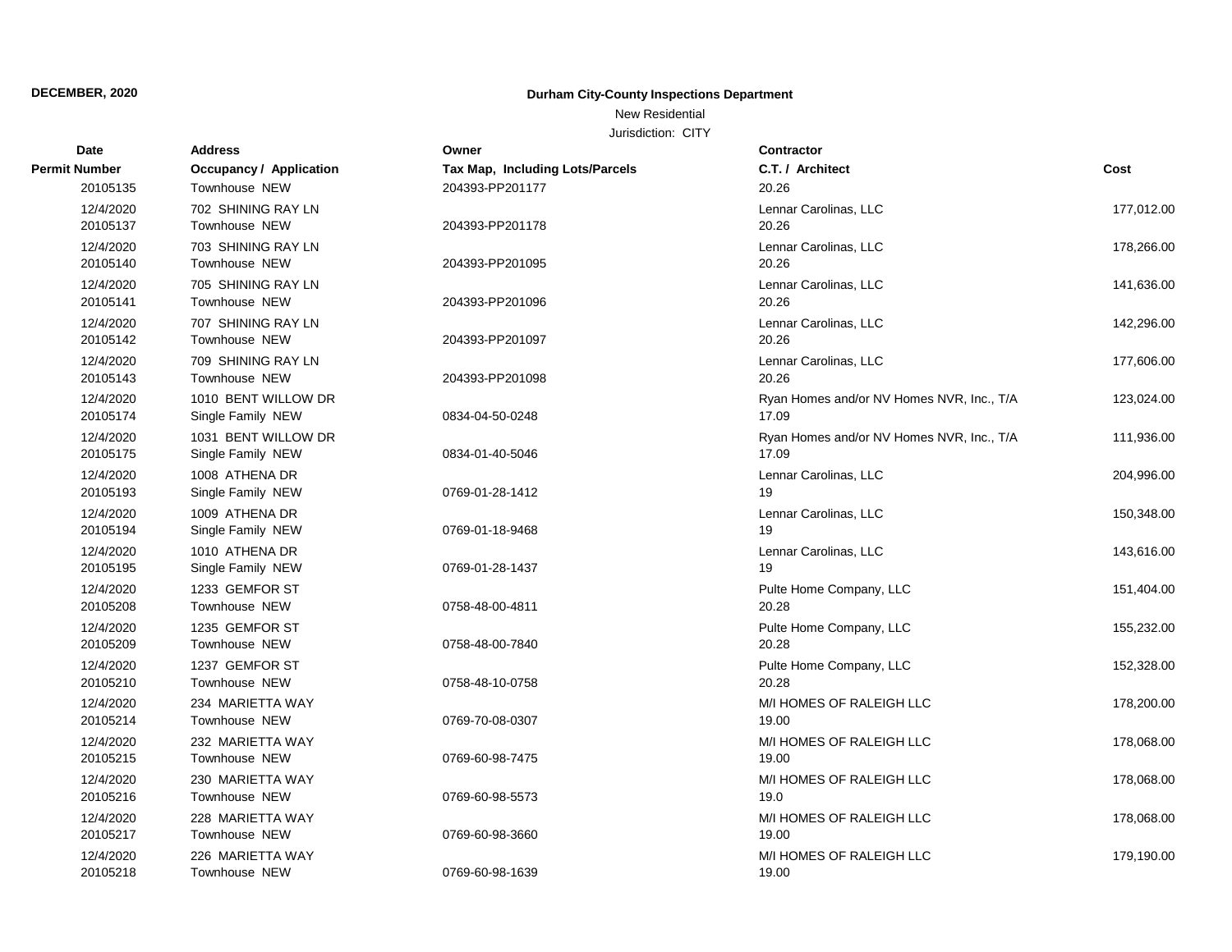**DECEMBER, 2020**

## Durham City-County Inspections Department

New Residential

Jurisdiction: CITY

| Date | Address | Owner | Contractor | |
|---|---|---|---|---|
| Permit Number | Occupancy / Application | Tax Map, Including Lots/Parcels | C.T. / Architect | Cost |
| 20105135 | Townhouse NEW | 204393-PP201177 | 20.26 | |
| 12/4/2020 | 702 SHINING RAY LN | | Lennar Carolinas, LLC | 177,012.00 |
| 20105137 | Townhouse NEW | 204393-PP201178 | 20.26 | |
| 12/4/2020 | 703 SHINING RAY LN | | Lennar Carolinas, LLC | 178,266.00 |
| 20105140 | Townhouse NEW | 204393-PP201095 | 20.26 | |
| 12/4/2020 | 705 SHINING RAY LN | | Lennar Carolinas, LLC | 141,636.00 |
| 20105141 | Townhouse NEW | 204393-PP201096 | 20.26 | |
| 12/4/2020 | 707 SHINING RAY LN | | Lennar Carolinas, LLC | 142,296.00 |
| 20105142 | Townhouse NEW | 204393-PP201097 | 20.26 | |
| 12/4/2020 | 709 SHINING RAY LN | | Lennar Carolinas, LLC | 177,606.00 |
| 20105143 | Townhouse NEW | 204393-PP201098 | 20.26 | |
| 12/4/2020 | 1010 BENT WILLOW DR | | Ryan Homes and/or NV Homes NVR, Inc., T/A | 123,024.00 |
| 20105174 | Single Family NEW | 0834-04-50-0248 | 17.09 | |
| 12/4/2020 | 1031 BENT WILLOW DR | | Ryan Homes and/or NV Homes NVR, Inc., T/A | 111,936.00 |
| 20105175 | Single Family NEW | 0834-01-40-5046 | 17.09 | |
| 12/4/2020 | 1008 ATHENA DR | | Lennar Carolinas, LLC | 204,996.00 |
| 20105193 | Single Family NEW | 0769-01-28-1412 | 19 | |
| 12/4/2020 | 1009 ATHENA DR | | Lennar Carolinas, LLC | 150,348.00 |
| 20105194 | Single Family NEW | 0769-01-18-9468 | 19 | |
| 12/4/2020 | 1010 ATHENA DR | | Lennar Carolinas, LLC | 143,616.00 |
| 20105195 | Single Family NEW | 0769-01-28-1437 | 19 | |
| 12/4/2020 | 1233 GEMFOR ST | | Pulte Home Company, LLC | 151,404.00 |
| 20105208 | Townhouse NEW | 0758-48-00-4811 | 20.28 | |
| 12/4/2020 | 1235 GEMFOR ST | | Pulte Home Company, LLC | 155,232.00 |
| 20105209 | Townhouse NEW | 0758-48-00-7840 | 20.28 | |
| 12/4/2020 | 1237 GEMFOR ST | | Pulte Home Company, LLC | 152,328.00 |
| 20105210 | Townhouse NEW | 0758-48-10-0758 | 20.28 | |
| 12/4/2020 | 234 MARIETTA WAY | | M/I HOMES OF RALEIGH LLC | 178,200.00 |
| 20105214 | Townhouse NEW | 0769-70-08-0307 | 19.00 | |
| 12/4/2020 | 232 MARIETTA WAY | | M/I HOMES OF RALEIGH LLC | 178,068.00 |
| 20105215 | Townhouse NEW | 0769-60-98-7475 | 19.00 | |
| 12/4/2020 | 230 MARIETTA WAY | | M/I HOMES OF RALEIGH LLC | 178,068.00 |
| 20105216 | Townhouse NEW | 0769-60-98-5573 | 19.0 | |
| 12/4/2020 | 228 MARIETTA WAY | | M/I HOMES OF RALEIGH LLC | 178,068.00 |
| 20105217 | Townhouse NEW | 0769-60-98-3660 | 19.00 | |
| 12/4/2020 | 226 MARIETTA WAY | | M/I HOMES OF RALEIGH LLC | 179,190.00 |
| 20105218 | Townhouse NEW | 0769-60-98-1639 | 19.00 | |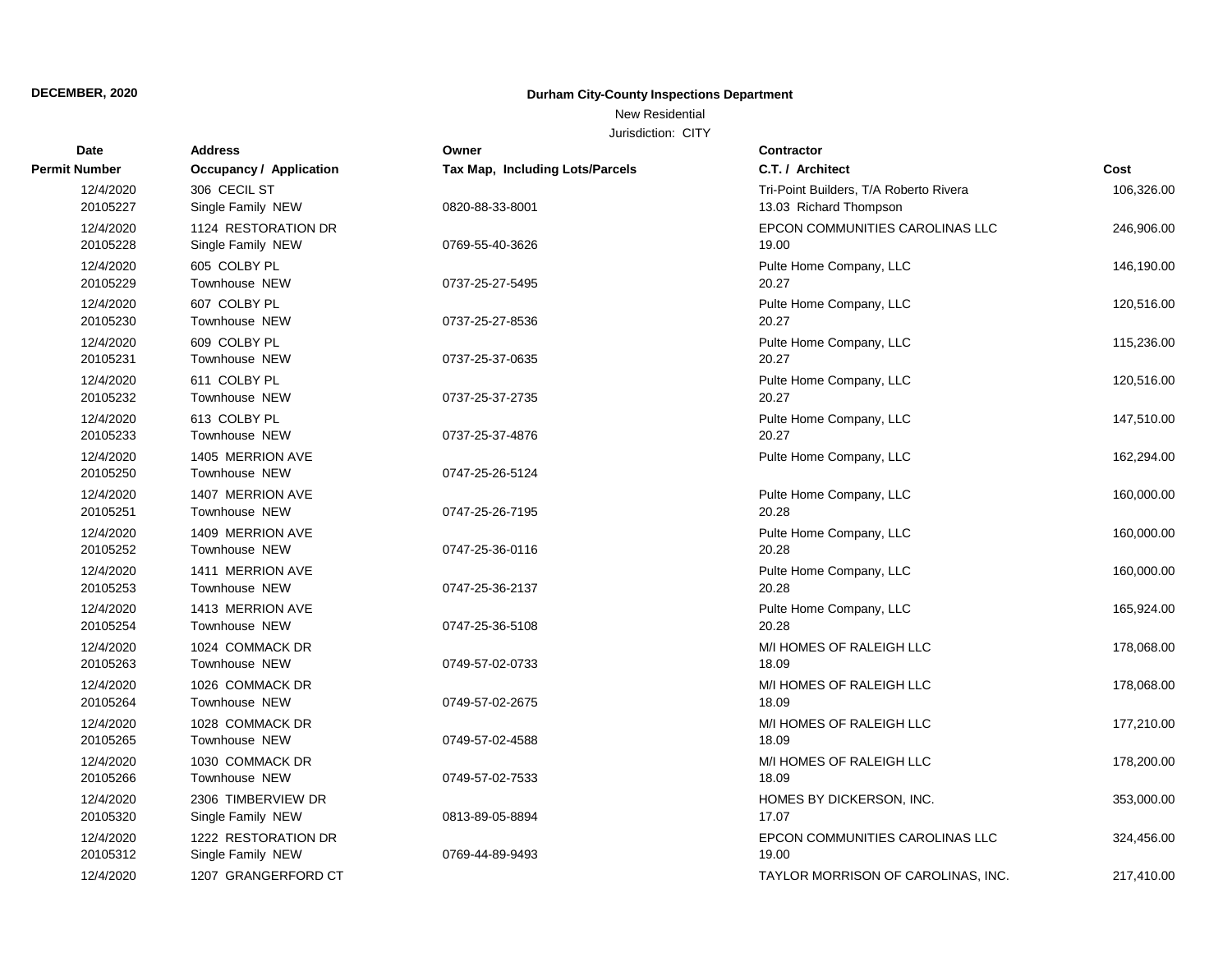**DECEMBER, 2020**

**Durham City-County Inspections Department**

New Residential

Jurisdiction: CITY

| Date<br>Permit Number | Address<br>Occupancy / Application | Owner<br>Tax Map, Including Lots/Parcels | Contractor<br>C.T. / Architect | Cost |
|---|---|---|---|---|
| 12/4/2020<br>20105227 | 306 CECIL ST<br>Single Family NEW | 0820-88-33-8001 | Tri-Point Builders, T/A Roberto Rivera<br>13.03 Richard Thompson | 106,326.00 |
| 12/4/2020<br>20105228 | 1124 RESTORATION DR<br>Single Family NEW | 0769-55-40-3626 | EPCON COMMUNITIES CAROLINAS LLC<br>19.00 | 246,906.00 |
| 12/4/2020<br>20105229 | 605 COLBY PL<br>Townhouse NEW | 0737-25-27-5495 | Pulte Home Company, LLC<br>20.27 | 146,190.00 |
| 12/4/2020<br>20105230 | 607 COLBY PL<br>Townhouse NEW | 0737-25-27-8536 | Pulte Home Company, LLC<br>20.27 | 120,516.00 |
| 12/4/2020<br>20105231 | 609 COLBY PL<br>Townhouse NEW | 0737-25-37-0635 | Pulte Home Company, LLC<br>20.27 | 115,236.00 |
| 12/4/2020<br>20105232 | 611 COLBY PL<br>Townhouse NEW | 0737-25-37-2735 | Pulte Home Company, LLC<br>20.27 | 120,516.00 |
| 12/4/2020<br>20105233 | 613 COLBY PL<br>Townhouse NEW | 0737-25-37-4876 | Pulte Home Company, LLC<br>20.27 | 147,510.00 |
| 12/4/2020<br>20105250 | 1405 MERRION AVE<br>Townhouse NEW | 0747-25-26-5124 | Pulte Home Company, LLC | 162,294.00 |
| 12/4/2020<br>20105251 | 1407 MERRION AVE<br>Townhouse NEW | 0747-25-26-7195 | Pulte Home Company, LLC<br>20.28 | 160,000.00 |
| 12/4/2020<br>20105252 | 1409 MERRION AVE<br>Townhouse NEW | 0747-25-36-0116 | Pulte Home Company, LLC<br>20.28 | 160,000.00 |
| 12/4/2020<br>20105253 | 1411 MERRION AVE<br>Townhouse NEW | 0747-25-36-2137 | Pulte Home Company, LLC<br>20.28 | 160,000.00 |
| 12/4/2020<br>20105254 | 1413 MERRION AVE<br>Townhouse NEW | 0747-25-36-5108 | Pulte Home Company, LLC<br>20.28 | 165,924.00 |
| 12/4/2020<br>20105263 | 1024 COMMACK DR<br>Townhouse NEW | 0749-57-02-0733 | M/I HOMES OF RALEIGH LLC<br>18.09 | 178,068.00 |
| 12/4/2020<br>20105264 | 1026 COMMACK DR<br>Townhouse NEW | 0749-57-02-2675 | M/I HOMES OF RALEIGH LLC<br>18.09 | 178,068.00 |
| 12/4/2020<br>20105265 | 1028 COMMACK DR<br>Townhouse NEW | 0749-57-02-4588 | M/I HOMES OF RALEIGH LLC<br>18.09 | 177,210.00 |
| 12/4/2020<br>20105266 | 1030 COMMACK DR<br>Townhouse NEW | 0749-57-02-7533 | M/I HOMES OF RALEIGH LLC<br>18.09 | 178,200.00 |
| 12/4/2020<br>20105320 | 2306 TIMBERVIEW DR<br>Single Family NEW | 0813-89-05-8894 | HOMES BY DICKERSON, INC.<br>17.07 | 353,000.00 |
| 12/4/2020<br>20105312 | 1222 RESTORATION DR<br>Single Family NEW | 0769-44-89-9493 | EPCON COMMUNITIES CAROLINAS LLC<br>19.00 | 324,456.00 |
| 12/4/2020 | 1207 GRANGERFORD CT | | TAYLOR MORRISON OF CAROLINAS, INC. | 217,410.00 |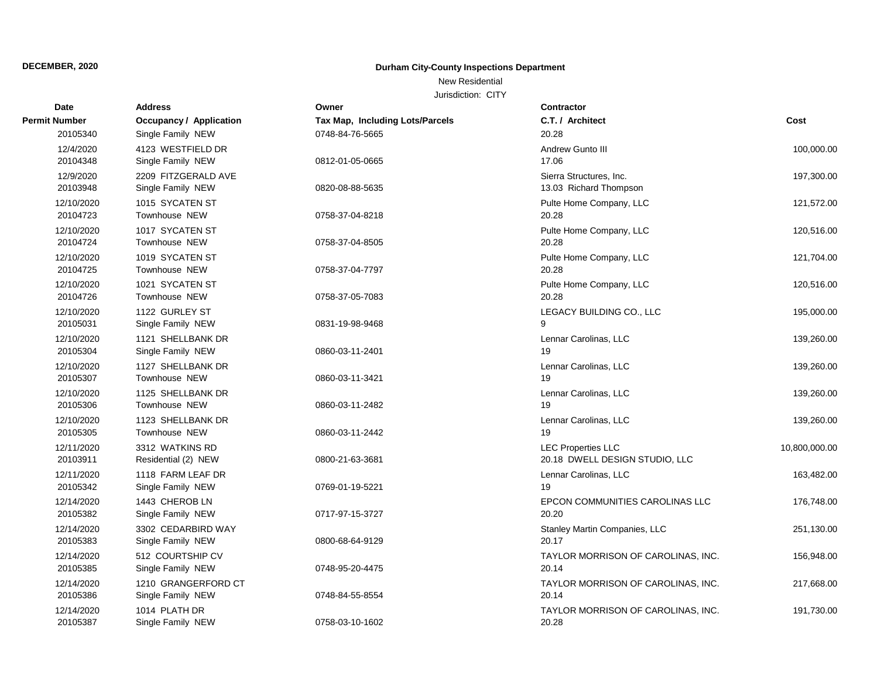**DECEMBER, 2020**

**Durham City-County Inspections Department**

New Residential

Jurisdiction: CITY

| Date / Permit Number | Address / Occupancy / Application | Owner / Tax Map, Including Lots/Parcels | Contractor / C.T. / Architect | Cost |
|---|---|---|---|---|
| 20105340 | Single Family NEW | 0748-84-76-5665 | 20.28 | |
| 12/4/2020 | 4123 WESTFIELD DR | | Andrew Gunto III | 100,000.00 |
| 20104348 | Single Family NEW | 0812-01-05-0665 | 17.06 | |
| 12/9/2020 | 2209 FITZGERALD AVE | | Sierra Structures, Inc. | 197,300.00 |
| 20103948 | Single Family NEW | 0820-08-88-5635 | 13.03 Richard Thompson | |
| 12/10/2020 | 1015 SYCATEN ST | | Pulte Home Company, LLC | 121,572.00 |
| 20104723 | Townhouse NEW | 0758-37-04-8218 | 20.28 | |
| 12/10/2020 | 1017 SYCATEN ST | | Pulte Home Company, LLC | 120,516.00 |
| 20104724 | Townhouse NEW | 0758-37-04-8505 | 20.28 | |
| 12/10/2020 | 1019 SYCATEN ST | | Pulte Home Company, LLC | 121,704.00 |
| 20104725 | Townhouse NEW | 0758-37-04-7797 | 20.28 | |
| 12/10/2020 | 1021 SYCATEN ST | | Pulte Home Company, LLC | 120,516.00 |
| 20104726 | Townhouse NEW | 0758-37-05-7083 | 20.28 | |
| 12/10/2020 | 1122 GURLEY ST | | LEGACY BUILDING CO., LLC | 195,000.00 |
| 20105031 | Single Family NEW | 0831-19-98-9468 | 9 | |
| 12/10/2020 | 1121 SHELLBANK DR | | Lennar Carolinas, LLC | 139,260.00 |
| 20105304 | Single Family NEW | 0860-03-11-2401 | 19 | |
| 12/10/2020 | 1127 SHELLBANK DR | | Lennar Carolinas, LLC | 139,260.00 |
| 20105307 | Townhouse NEW | 0860-03-11-3421 | 19 | |
| 12/10/2020 | 1125 SHELLBANK DR | | Lennar Carolinas, LLC | 139,260.00 |
| 20105306 | Townhouse NEW | 0860-03-11-2482 | 19 | |
| 12/10/2020 | 1123 SHELLBANK DR | | Lennar Carolinas, LLC | 139,260.00 |
| 20105305 | Townhouse NEW | 0860-03-11-2442 | 19 | |
| 12/11/2020 | 3312 WATKINS RD | | LEC Properties LLC | 10,800,000.00 |
| 20103911 | Residential (2) NEW | 0800-21-63-3681 | 20.18 DWELL DESIGN STUDIO, LLC | |
| 12/11/2020 | 1118 FARM LEAF DR | | Lennar Carolinas, LLC | 163,482.00 |
| 20105342 | Single Family NEW | 0769-01-19-5221 | 19 | |
| 12/14/2020 | 1443 CHEROB LN | | EPCON COMMUNITIES CAROLINAS LLC | 176,748.00 |
| 20105382 | Single Family NEW | 0717-97-15-3727 | 20.20 | |
| 12/14/2020 | 3302 CEDARBIRD WAY | | Stanley Martin Companies, LLC | 251,130.00 |
| 20105383 | Single Family NEW | 0800-68-64-9129 | 20.17 | |
| 12/14/2020 | 512 COURTSHIP CV | | TAYLOR MORRISON OF CAROLINAS, INC. | 156,948.00 |
| 20105385 | Single Family NEW | 0748-95-20-4475 | 20.14 | |
| 12/14/2020 | 1210 GRANGERFORD CT | | TAYLOR MORRISON OF CAROLINAS, INC. | 217,668.00 |
| 20105386 | Single Family NEW | 0748-84-55-8554 | 20.14 | |
| 12/14/2020 | 1014 PLATH DR | | TAYLOR MORRISON OF CAROLINAS, INC. | 191,730.00 |
| 20105387 | Single Family NEW | 0758-03-10-1602 | 20.28 | |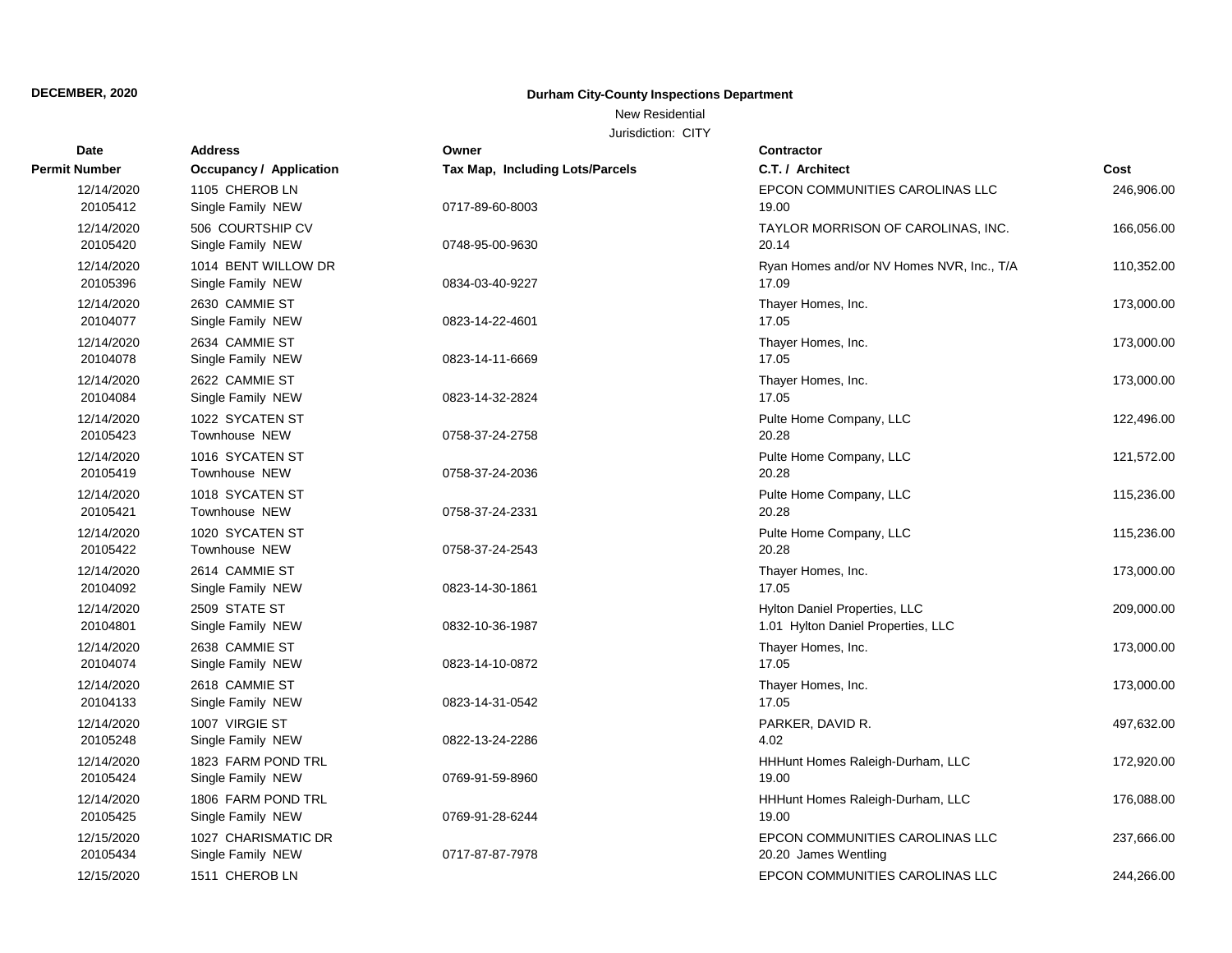**DECEMBER, 2020**

**Durham City-County Inspections Department**

New Residential

Jurisdiction: CITY

| Date<br>Permit Number | Address<br>Occupancy / Application | Owner<br>Tax Map, Including Lots/Parcels | Contractor<br>C.T. / Architect | Cost |
|---|---|---|---|---|
| 12/14/2020<br>20105412 | 1105 CHEROB LN<br>Single Family NEW | 0717-89-60-8003 | EPCON COMMUNITIES CAROLINAS LLC<br>19.00 | 246,906.00 |
| 12/14/2020<br>20105420 | 506 COURTSHIP CV<br>Single Family NEW | 0748-95-00-9630 | TAYLOR MORRISON OF CAROLINAS, INC.<br>20.14 | 166,056.00 |
| 12/14/2020<br>20105396 | 1014 BENT WILLOW DR<br>Single Family NEW | 0834-03-40-9227 | Ryan Homes and/or NV Homes NVR, Inc., T/A<br>17.09 | 110,352.00 |
| 12/14/2020<br>20104077 | 2630 CAMMIE ST<br>Single Family NEW | 0823-14-22-4601 | Thayer Homes, Inc.<br>17.05 | 173,000.00 |
| 12/14/2020<br>20104078 | 2634 CAMMIE ST<br>Single Family NEW | 0823-14-11-6669 | Thayer Homes, Inc.<br>17.05 | 173,000.00 |
| 12/14/2020<br>20104084 | 2622 CAMMIE ST<br>Single Family NEW | 0823-14-32-2824 | Thayer Homes, Inc.<br>17.05 | 173,000.00 |
| 12/14/2020<br>20105423 | 1022 SYCATEN ST<br>Townhouse NEW | 0758-37-24-2758 | Pulte Home Company, LLC<br>20.28 | 122,496.00 |
| 12/14/2020<br>20105419 | 1016 SYCATEN ST<br>Townhouse NEW | 0758-37-24-2036 | Pulte Home Company, LLC<br>20.28 | 121,572.00 |
| 12/14/2020<br>20105421 | 1018 SYCATEN ST<br>Townhouse NEW | 0758-37-24-2331 | Pulte Home Company, LLC<br>20.28 | 115,236.00 |
| 12/14/2020<br>20105422 | 1020 SYCATEN ST<br>Townhouse NEW | 0758-37-24-2543 | Pulte Home Company, LLC<br>20.28 | 115,236.00 |
| 12/14/2020<br>20104092 | 2614 CAMMIE ST<br>Single Family NEW | 0823-14-30-1861 | Thayer Homes, Inc.<br>17.05 | 173,000.00 |
| 12/14/2020<br>20104801 | 2509 STATE ST<br>Single Family NEW | 0832-10-36-1987 | Hylton Daniel Properties, LLC<br>1.01 Hylton Daniel Properties, LLC | 209,000.00 |
| 12/14/2020<br>20104074 | 2638 CAMMIE ST<br>Single Family NEW | 0823-14-10-0872 | Thayer Homes, Inc.<br>17.05 | 173,000.00 |
| 12/14/2020<br>20104133 | 2618 CAMMIE ST<br>Single Family NEW | 0823-14-31-0542 | Thayer Homes, Inc.<br>17.05 | 173,000.00 |
| 12/14/2020<br>20105248 | 1007 VIRGIE ST<br>Single Family NEW | 0822-13-24-2286 | PARKER, DAVID R.<br>4.02 | 497,632.00 |
| 12/14/2020<br>20105424 | 1823 FARM POND TRL<br>Single Family NEW | 0769-91-59-8960 | HHHunt Homes Raleigh-Durham, LLC<br>19.00 | 172,920.00 |
| 12/14/2020<br>20105425 | 1806 FARM POND TRL<br>Single Family NEW | 0769-91-28-6244 | HHHunt Homes Raleigh-Durham, LLC<br>19.00 | 176,088.00 |
| 12/15/2020<br>20105434 | 1027 CHARISMATIC DR<br>Single Family NEW | 0717-87-87-7978 | EPCON COMMUNITIES CAROLINAS LLC<br>20.20 James Wentling | 237,666.00 |
| 12/15/2020 | 1511 CHEROB LN | | EPCON COMMUNITIES CAROLINAS LLC | 244,266.00 |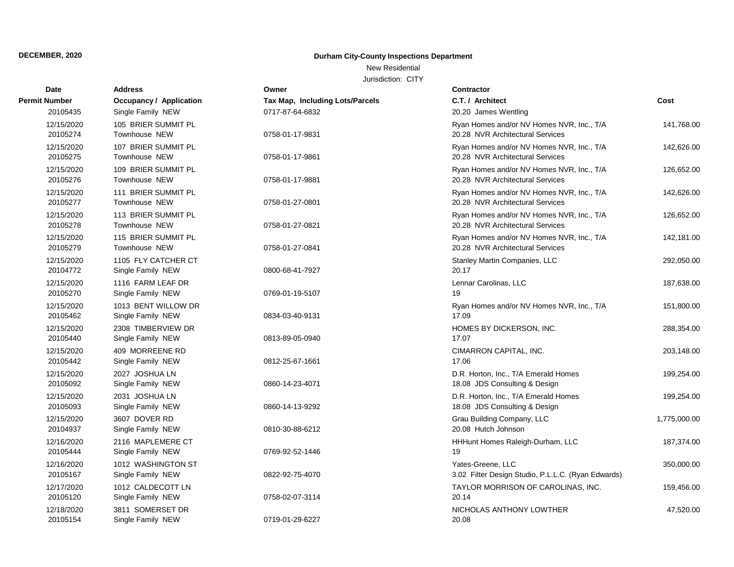**DECEMBER, 2020**

**Durham City-County Inspections Department**

New Residential

Jurisdiction: CITY

| Date / Permit Number | Address / Occupancy / Application | Owner / Tax Map, Including Lots/Parcels | Contractor / C.T. / Architect | Cost |
|---|---|---|---|---|
| 20105435 | Single Family NEW | 0717-87-64-6832 | 20.20 James Wentling | |
| 12/15/2020<br>20105274 | 105 BRIER SUMMIT PL<br>Townhouse NEW | 0758-01-17-9831 | Ryan Homes and/or NV Homes NVR, Inc., T/A<br>20.28 NVR Architectural Services | 141,768.00 |
| 12/15/2020<br>20105275 | 107 BRIER SUMMIT PL<br>Townhouse NEW | 0758-01-17-9861 | Ryan Homes and/or NV Homes NVR, Inc., T/A<br>20.28 NVR Architectural Services | 142,626.00 |
| 12/15/2020<br>20105276 | 109 BRIER SUMMIT PL<br>Townhouse NEW | 0758-01-17-9881 | Ryan Homes and/or NV Homes NVR, Inc., T/A<br>20.28 NVR Architectural Services | 126,652.00 |
| 12/15/2020<br>20105277 | 111 BRIER SUMMIT PL<br>Townhouse NEW | 0758-01-27-0801 | Ryan Homes and/or NV Homes NVR, Inc., T/A<br>20.28 NVR Architectural Services | 142,626.00 |
| 12/15/2020<br>20105278 | 113 BRIER SUMMIT PL<br>Townhouse NEW | 0758-01-27-0821 | Ryan Homes and/or NV Homes NVR, Inc., T/A<br>20.28 NVR Architectural Services | 126,652.00 |
| 12/15/2020<br>20105279 | 115 BRIER SUMMIT PL<br>Townhouse NEW | 0758-01-27-0841 | Ryan Homes and/or NV Homes NVR, Inc., T/A<br>20.28 NVR Architectural Services | 142,181.00 |
| 12/15/2020<br>20104772 | 1105 FLY CATCHER CT<br>Single Family NEW | 0800-68-41-7927 | Stanley Martin Companies, LLC<br>20.17 | 292,050.00 |
| 12/15/2020<br>20105270 | 1116 FARM LEAF DR<br>Single Family NEW | 0769-01-19-5107 | Lennar Carolinas, LLC<br>19 | 187,638.00 |
| 12/15/2020<br>20105462 | 1013 BENT WILLOW DR<br>Single Family NEW | 0834-03-40-9131 | Ryan Homes and/or NV Homes NVR, Inc., T/A<br>17.09 | 151,800.00 |
| 12/15/2020<br>20105440 | 2308 TIMBERVIEW DR<br>Single Family NEW | 0813-89-05-0940 | HOMES BY DICKERSON, INC.<br>17.07 | 288,354.00 |
| 12/15/2020<br>20105442 | 409 MORREENE RD<br>Single Family NEW | 0812-25-67-1661 | CIMARRON CAPITAL, INC.<br>17.06 | 203,148.00 |
| 12/15/2020<br>20105092 | 2027 JOSHUA LN<br>Single Family NEW | 0860-14-23-4071 | D.R. Horton, Inc., T/A Emerald Homes<br>18.08 JDS Consulting & Design | 199,254.00 |
| 12/15/2020<br>20105093 | 2031 JOSHUA LN<br>Single Family NEW | 0860-14-13-9292 | D.R. Horton, Inc., T/A Emerald Homes<br>18.08 JDS Consulting & Design | 199,254.00 |
| 12/15/2020<br>20104937 | 3607 DOVER RD<br>Single Family NEW | 0810-30-88-6212 | Grau Building Company, LLC<br>20.08 Hutch Johnson | 1,775,000.00 |
| 12/16/2020<br>20105444 | 2116 MAPLEMERE CT<br>Single Family NEW | 0769-92-52-1446 | HHHunt Homes Raleigh-Durham, LLC<br>19 | 187,374.00 |
| 12/16/2020<br>20105167 | 1012 WASHINGTON ST<br>Single Family NEW | 0822-92-75-4070 | Yates-Greene, LLC<br>3.02 Filter Design Studio, P.L.L.C. (Ryan Edwards) | 350,000.00 |
| 12/17/2020<br>20105120 | 1012 CALDECOTT LN<br>Single Family NEW | 0758-02-07-3114 | TAYLOR MORRISON OF CAROLINAS, INC.<br>20.14 | 159,456.00 |
| 12/18/2020<br>20105154 | 3811 SOMERSET DR<br>Single Family NEW | 0719-01-29-6227 | NICHOLAS ANTHONY LOWTHER<br>20.08 | 47,520.00 |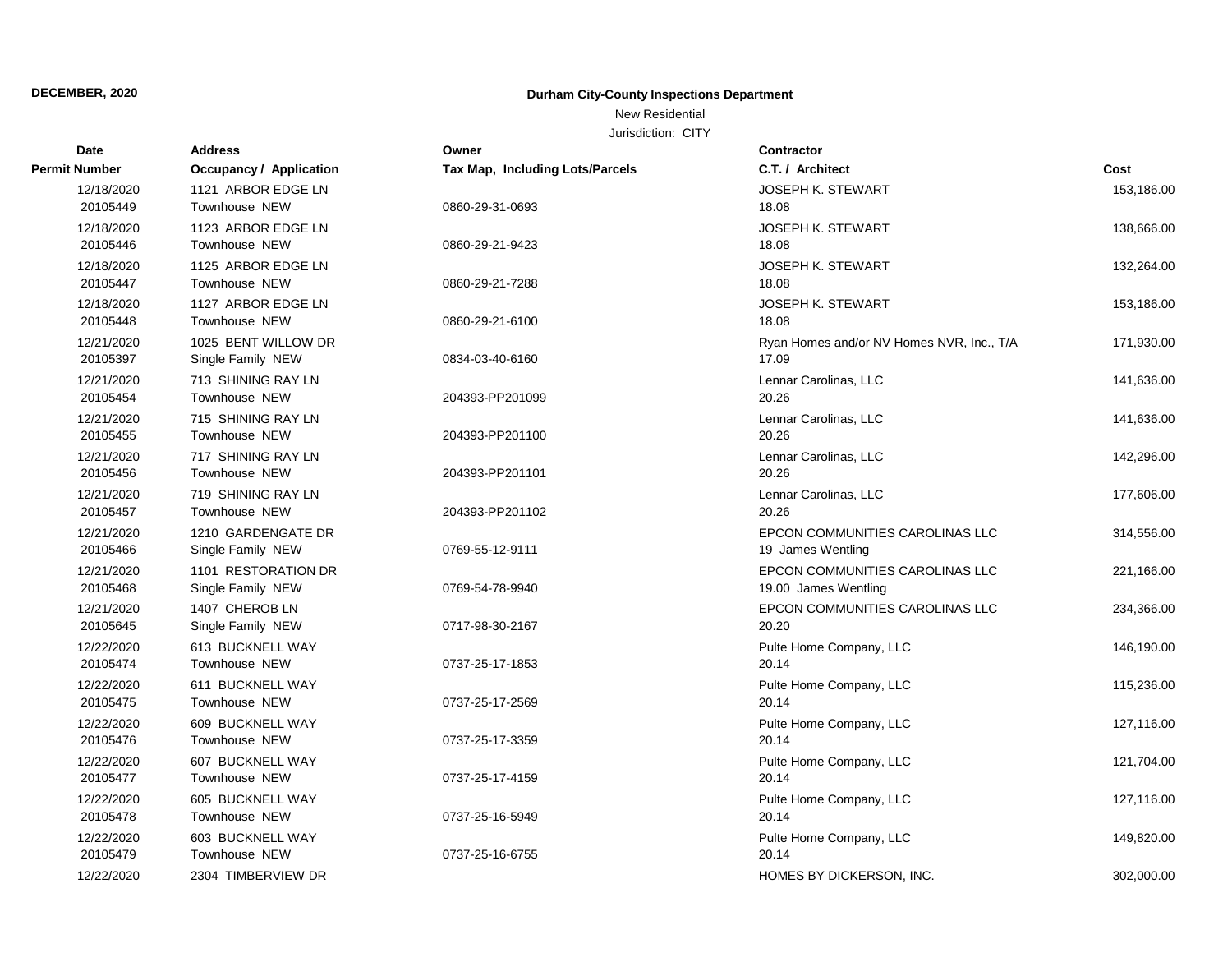**DECEMBER, 2020**

**Durham City-County Inspections Department**

New Residential

Jurisdiction: CITY

| Date<br>Permit Number | Address<br>Occupancy / Application | Owner<br>Tax Map, Including Lots/Parcels | Contractor<br>C.T. / Architect | Cost |
|---|---|---|---|---|
| 12/18/2020<br>20105449 | 1121 ARBOR EDGE LN<br>Townhouse NEW | 0860-29-31-0693 | JOSEPH K. STEWART<br>18.08 | 153,186.00 |
| 12/18/2020<br>20105446 | 1123 ARBOR EDGE LN<br>Townhouse NEW | 0860-29-21-9423 | JOSEPH K. STEWART<br>18.08 | 138,666.00 |
| 12/18/2020<br>20105447 | 1125 ARBOR EDGE LN<br>Townhouse NEW | 0860-29-21-7288 | JOSEPH K. STEWART<br>18.08 | 132,264.00 |
| 12/18/2020<br>20105448 | 1127 ARBOR EDGE LN<br>Townhouse NEW | 0860-29-21-6100 | JOSEPH K. STEWART<br>18.08 | 153,186.00 |
| 12/21/2020<br>20105397 | 1025 BENT WILLOW DR<br>Single Family NEW | 0834-03-40-6160 | Ryan Homes and/or NV Homes NVR, Inc., T/A<br>17.09 | 171,930.00 |
| 12/21/2020<br>20105454 | 713 SHINING RAY LN<br>Townhouse NEW | 204393-PP201099 | Lennar Carolinas, LLC<br>20.26 | 141,636.00 |
| 12/21/2020<br>20105455 | 715 SHINING RAY LN<br>Townhouse NEW | 204393-PP201100 | Lennar Carolinas, LLC<br>20.26 | 141,636.00 |
| 12/21/2020<br>20105456 | 717 SHINING RAY LN<br>Townhouse NEW | 204393-PP201101 | Lennar Carolinas, LLC<br>20.26 | 142,296.00 |
| 12/21/2020<br>20105457 | 719 SHINING RAY LN<br>Townhouse NEW | 204393-PP201102 | Lennar Carolinas, LLC<br>20.26 | 177,606.00 |
| 12/21/2020<br>20105466 | 1210 GARDENGATE DR<br>Single Family NEW | 0769-55-12-9111 | EPCON COMMUNITIES CAROLINAS LLC<br>19 James Wentling | 314,556.00 |
| 12/21/2020<br>20105468 | 1101 RESTORATION DR<br>Single Family NEW | 0769-54-78-9940 | EPCON COMMUNITIES CAROLINAS LLC<br>19.00 James Wentling | 221,166.00 |
| 12/21/2020<br>20105645 | 1407 CHEROB LN<br>Single Family NEW | 0717-98-30-2167 | EPCON COMMUNITIES CAROLINAS LLC<br>20.20 | 234,366.00 |
| 12/22/2020<br>20105474 | 613 BUCKNELL WAY<br>Townhouse NEW | 0737-25-17-1853 | Pulte Home Company, LLC<br>20.14 | 146,190.00 |
| 12/22/2020<br>20105475 | 611 BUCKNELL WAY<br>Townhouse NEW | 0737-25-17-2569 | Pulte Home Company, LLC<br>20.14 | 115,236.00 |
| 12/22/2020<br>20105476 | 609 BUCKNELL WAY<br>Townhouse NEW | 0737-25-17-3359 | Pulte Home Company, LLC<br>20.14 | 127,116.00 |
| 12/22/2020<br>20105477 | 607 BUCKNELL WAY<br>Townhouse NEW | 0737-25-17-4159 | Pulte Home Company, LLC<br>20.14 | 121,704.00 |
| 12/22/2020<br>20105478 | 605 BUCKNELL WAY<br>Townhouse NEW | 0737-25-16-5949 | Pulte Home Company, LLC<br>20.14 | 127,116.00 |
| 12/22/2020<br>20105479 | 603 BUCKNELL WAY<br>Townhouse NEW | 0737-25-16-6755 | Pulte Home Company, LLC<br>20.14 | 149,820.00 |
| 12/22/2020 | 2304 TIMBERVIEW DR | | HOMES BY DICKERSON, INC. | 302,000.00 |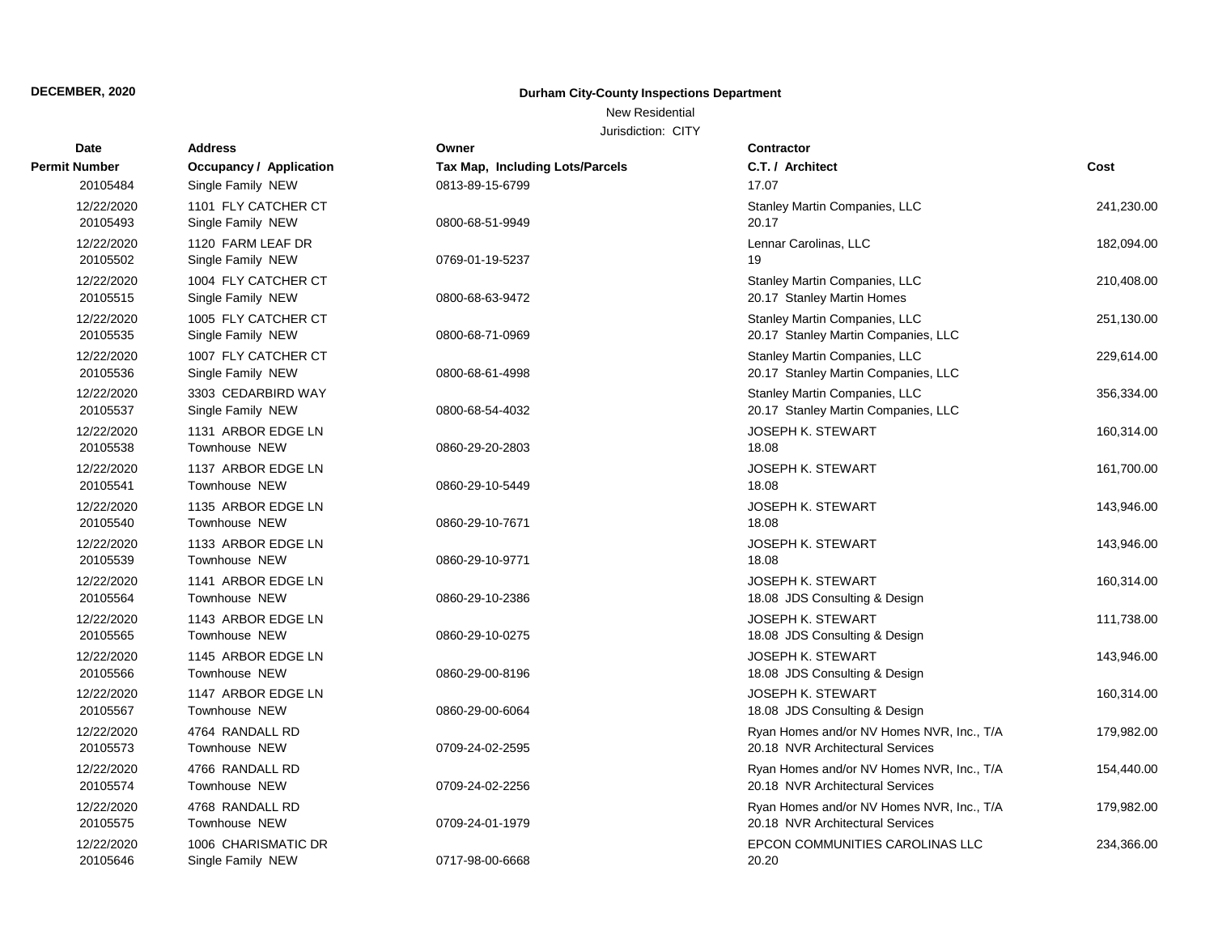**DECEMBER, 2020**

**Durham City-County Inspections Department**

New Residential

Jurisdiction: CITY

| Date | Permit Number | Address | Occupancy / Application | Owner | Tax Map, Including Lots/Parcels | Contractor | C.T. / Architect | Cost |
|---|---|---|---|---|---|---|---|---|
| | 20105484 | | Single Family NEW | | 0813-89-15-6799 | | 17.07 | |
| 12/22/2020 | 20105493 | 1101 FLY CATCHER CT | Single Family NEW | | 0800-68-51-9949 | Stanley Martin Companies, LLC | 20.17 | 241,230.00 |
| 12/22/2020 | 20105502 | 1120 FARM LEAF DR | Single Family NEW | | 0769-01-19-5237 | Lennar Carolinas, LLC | 19 | 182,094.00 |
| 12/22/2020 | 20105515 | 1004 FLY CATCHER CT | Single Family NEW | | 0800-68-63-9472 | Stanley Martin Companies, LLC | 20.17 Stanley Martin Homes | 210,408.00 |
| 12/22/2020 | 20105535 | 1005 FLY CATCHER CT | Single Family NEW | | 0800-68-71-0969 | Stanley Martin Companies, LLC | 20.17 Stanley Martin Companies, LLC | 251,130.00 |
| 12/22/2020 | 20105536 | 1007 FLY CATCHER CT | Single Family NEW | | 0800-68-61-4998 | Stanley Martin Companies, LLC | 20.17 Stanley Martin Companies, LLC | 229,614.00 |
| 12/22/2020 | 20105537 | 3303 CEDARBIRD WAY | Single Family NEW | | 0800-68-54-4032 | Stanley Martin Companies, LLC | 20.17 Stanley Martin Companies, LLC | 356,334.00 |
| 12/22/2020 | 20105538 | 1131 ARBOR EDGE LN | Townhouse NEW | | 0860-29-20-2803 | JOSEPH K. STEWART | 18.08 | 160,314.00 |
| 12/22/2020 | 20105541 | 1137 ARBOR EDGE LN | Townhouse NEW | | 0860-29-10-5449 | JOSEPH K. STEWART | 18.08 | 161,700.00 |
| 12/22/2020 | 20105540 | 1135 ARBOR EDGE LN | Townhouse NEW | | 0860-29-10-7671 | JOSEPH K. STEWART | 18.08 | 143,946.00 |
| 12/22/2020 | 20105539 | 1133 ARBOR EDGE LN | Townhouse NEW | | 0860-29-10-9771 | JOSEPH K. STEWART | 18.08 | 143,946.00 |
| 12/22/2020 | 20105564 | 1141 ARBOR EDGE LN | Townhouse NEW | | 0860-29-10-2386 | JOSEPH K. STEWART | 18.08 JDS Consulting & Design | 160,314.00 |
| 12/22/2020 | 20105565 | 1143 ARBOR EDGE LN | Townhouse NEW | | 0860-29-10-0275 | JOSEPH K. STEWART | 18.08 JDS Consulting & Design | 111,738.00 |
| 12/22/2020 | 20105566 | 1145 ARBOR EDGE LN | Townhouse NEW | | 0860-29-00-8196 | JOSEPH K. STEWART | 18.08 JDS Consulting & Design | 143,946.00 |
| 12/22/2020 | 20105567 | 1147 ARBOR EDGE LN | Townhouse NEW | | 0860-29-00-6064 | JOSEPH K. STEWART | 18.08 JDS Consulting & Design | 160,314.00 |
| 12/22/2020 | 20105573 | 4764 RANDALL RD | Townhouse NEW | | 0709-24-02-2595 | Ryan Homes and/or NV Homes NVR, Inc., T/A | 20.18 NVR Architectural Services | 179,982.00 |
| 12/22/2020 | 20105574 | 4766 RANDALL RD | Townhouse NEW | | 0709-24-02-2256 | Ryan Homes and/or NV Homes NVR, Inc., T/A | 20.18 NVR Architectural Services | 154,440.00 |
| 12/22/2020 | 20105575 | 4768 RANDALL RD | Townhouse NEW | | 0709-24-01-1979 | Ryan Homes and/or NV Homes NVR, Inc., T/A | 20.18 NVR Architectural Services | 179,982.00 |
| 12/22/2020 | 20105646 | 1006 CHARISMATIC DR | Single Family NEW | | 0717-98-00-6668 | EPCON COMMUNITIES CAROLINAS LLC | 20.20 | 234,366.00 |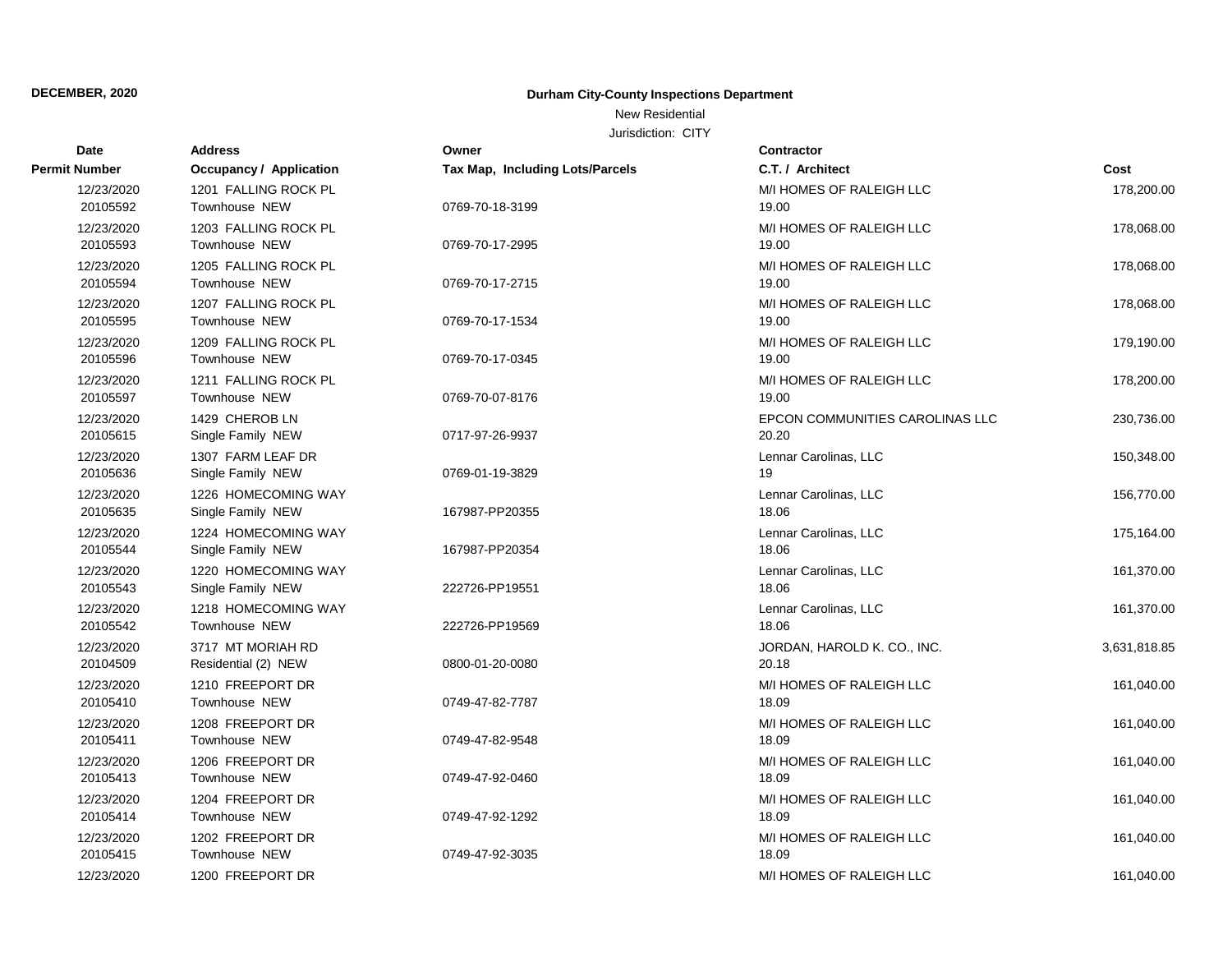**DECEMBER, 2020**

**Durham City-County Inspections Department**

New Residential

Jurisdiction: CITY

| Date<br>Permit Number | Address<br>Occupancy / Application | Owner<br>Tax Map, Including Lots/Parcels | Contractor<br>C.T. / Architect | Cost |
|---|---|---|---|---|
| 12/23/2020<br>20105592 | 1201 FALLING ROCK PL<br>Townhouse NEW | 0769-70-18-3199 | M/I HOMES OF RALEIGH LLC<br>19.00 | 178,200.00 |
| 12/23/2020<br>20105593 | 1203 FALLING ROCK PL<br>Townhouse NEW | 0769-70-17-2995 | M/I HOMES OF RALEIGH LLC<br>19.00 | 178,068.00 |
| 12/23/2020<br>20105594 | 1205 FALLING ROCK PL<br>Townhouse NEW | 0769-70-17-2715 | M/I HOMES OF RALEIGH LLC<br>19.00 | 178,068.00 |
| 12/23/2020<br>20105595 | 1207 FALLING ROCK PL<br>Townhouse NEW | 0769-70-17-1534 | M/I HOMES OF RALEIGH LLC<br>19.00 | 178,068.00 |
| 12/23/2020<br>20105596 | 1209 FALLING ROCK PL<br>Townhouse NEW | 0769-70-17-0345 | M/I HOMES OF RALEIGH LLC<br>19.00 | 179,190.00 |
| 12/23/2020<br>20105597 | 1211 FALLING ROCK PL<br>Townhouse NEW | 0769-70-07-8176 | M/I HOMES OF RALEIGH LLC<br>19.00 | 178,200.00 |
| 12/23/2020<br>20105615 | 1429 CHEROB LN<br>Single Family NEW | 0717-97-26-9937 | EPCON COMMUNITIES CAROLINAS LLC<br>20.20 | 230,736.00 |
| 12/23/2020<br>20105636 | 1307 FARM LEAF DR<br>Single Family NEW | 0769-01-19-3829 | Lennar Carolinas, LLC<br>19 | 150,348.00 |
| 12/23/2020<br>20105635 | 1226 HOMECOMING WAY<br>Single Family NEW | 167987-PP20355 | Lennar Carolinas, LLC<br>18.06 | 156,770.00 |
| 12/23/2020<br>20105544 | 1224 HOMECOMING WAY<br>Single Family NEW | 167987-PP20354 | Lennar Carolinas, LLC<br>18.06 | 175,164.00 |
| 12/23/2020<br>20105543 | 1220 HOMECOMING WAY<br>Single Family NEW | 222726-PP19551 | Lennar Carolinas, LLC<br>18.06 | 161,370.00 |
| 12/23/2020<br>20105542 | 1218 HOMECOMING WAY<br>Townhouse NEW | 222726-PP19569 | Lennar Carolinas, LLC<br>18.06 | 161,370.00 |
| 12/23/2020<br>20104509 | 3717 MT MORIAH RD<br>Residential (2) NEW | 0800-01-20-0080 | JORDAN, HAROLD K. CO., INC.<br>20.18 | 3,631,818.85 |
| 12/23/2020<br>20105410 | 1210 FREEPORT DR<br>Townhouse NEW | 0749-47-82-7787 | M/I HOMES OF RALEIGH LLC<br>18.09 | 161,040.00 |
| 12/23/2020<br>20105411 | 1208 FREEPORT DR<br>Townhouse NEW | 0749-47-82-9548 | M/I HOMES OF RALEIGH LLC<br>18.09 | 161,040.00 |
| 12/23/2020<br>20105413 | 1206 FREEPORT DR<br>Townhouse NEW | 0749-47-92-0460 | M/I HOMES OF RALEIGH LLC<br>18.09 | 161,040.00 |
| 12/23/2020<br>20105414 | 1204 FREEPORT DR<br>Townhouse NEW | 0749-47-92-1292 | M/I HOMES OF RALEIGH LLC<br>18.09 | 161,040.00 |
| 12/23/2020<br>20105415 | 1202 FREEPORT DR<br>Townhouse NEW | 0749-47-92-3035 | M/I HOMES OF RALEIGH LLC<br>18.09 | 161,040.00 |
| 12/23/2020 | 1200 FREEPORT DR | | M/I HOMES OF RALEIGH LLC | 161,040.00 |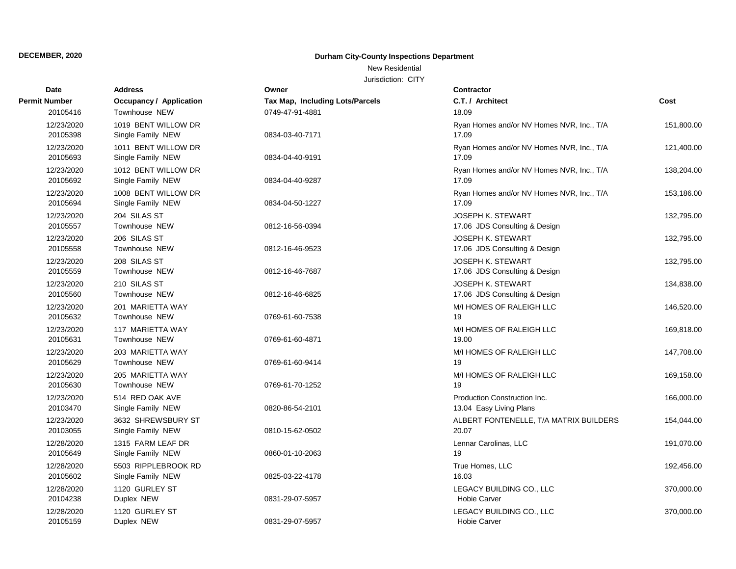**DECEMBER, 2020**

**Durham City-County Inspections Department**

New Residential

Jurisdiction: CITY

| Date / Permit Number | Address / Occupancy / Application | Owner / Tax Map, Including Lots/Parcels | Contractor / C.T. / Architect | Cost |
|---|---|---|---|---|
| 20105416 | Townhouse NEW | 0749-47-91-4881 | 18.09 | |
| 12/23/2020 | 1019 BENT WILLOW DR | | Ryan Homes and/or NV Homes NVR, Inc., T/A | 151,800.00 |
| 20105398 | Single Family NEW | 0834-03-40-7171 | 17.09 | |
| 12/23/2020 | 1011 BENT WILLOW DR | | Ryan Homes and/or NV Homes NVR, Inc., T/A | 121,400.00 |
| 20105693 | Single Family NEW | 0834-04-40-9191 | 17.09 | |
| 12/23/2020 | 1012 BENT WILLOW DR | | Ryan Homes and/or NV Homes NVR, Inc., T/A | 138,204.00 |
| 20105692 | Single Family NEW | 0834-04-40-9287 | 17.09 | |
| 12/23/2020 | 1008 BENT WILLOW DR | | Ryan Homes and/or NV Homes NVR, Inc., T/A | 153,186.00 |
| 20105694 | Single Family NEW | 0834-04-50-1227 | 17.09 | |
| 12/23/2020 | 204 SILAS ST | | JOSEPH K. STEWART | 132,795.00 |
| 20105557 | Townhouse NEW | 0812-16-56-0394 | 17.06 JDS Consulting & Design | |
| 12/23/2020 | 206 SILAS ST | | JOSEPH K. STEWART | 132,795.00 |
| 20105558 | Townhouse NEW | 0812-16-46-9523 | 17.06 JDS Consulting & Design | |
| 12/23/2020 | 208 SILAS ST | | JOSEPH K. STEWART | 132,795.00 |
| 20105559 | Townhouse NEW | 0812-16-46-7687 | 17.06 JDS Consulting & Design | |
| 12/23/2020 | 210 SILAS ST | | JOSEPH K. STEWART | 134,838.00 |
| 20105560 | Townhouse NEW | 0812-16-46-6825 | 17.06 JDS Consulting & Design | |
| 12/23/2020 | 201 MARIETTA WAY | | M/I HOMES OF RALEIGH LLC | 146,520.00 |
| 20105632 | Townhouse NEW | 0769-61-60-7538 | 19 | |
| 12/23/2020 | 117 MARIETTA WAY | | M/I HOMES OF RALEIGH LLC | 169,818.00 |
| 20105631 | Townhouse NEW | 0769-61-60-4871 | 19.00 | |
| 12/23/2020 | 203 MARIETTA WAY | | M/I HOMES OF RALEIGH LLC | 147,708.00 |
| 20105629 | Townhouse NEW | 0769-61-60-9414 | 19 | |
| 12/23/2020 | 205 MARIETTA WAY | | M/I HOMES OF RALEIGH LLC | 169,158.00 |
| 20105630 | Townhouse NEW | 0769-61-70-1252 | 19 | |
| 12/23/2020 | 514 RED OAK AVE | | Production Construction Inc. | 166,000.00 |
| 20103470 | Single Family NEW | 0820-86-54-2101 | 13.04 Easy Living Plans | |
| 12/23/2020 | 3632 SHREWSBURY ST | | ALBERT FONTENELLE, T/A MATRIX BUILDERS | 154,044.00 |
| 20103055 | Single Family NEW | 0810-15-62-0502 | 20.07 | |
| 12/28/2020 | 1315 FARM LEAF DR | | Lennar Carolinas, LLC | 191,070.00 |
| 20105649 | Single Family NEW | 0860-01-10-2063 | 19 | |
| 12/28/2020 | 5503 RIPPLEBROOK RD | | True Homes, LLC | 192,456.00 |
| 20105602 | Single Family NEW | 0825-03-22-4178 | 16.03 | |
| 12/28/2020 | 1120 GURLEY ST | | LEGACY BUILDING CO., LLC | 370,000.00 |
| 20104238 | Duplex NEW | 0831-29-07-5957 | Hobie Carver | |
| 12/28/2020 | 1120 GURLEY ST | | LEGACY BUILDING CO., LLC | 370,000.00 |
| 20105159 | Duplex NEW | 0831-29-07-5957 | Hobie Carver | |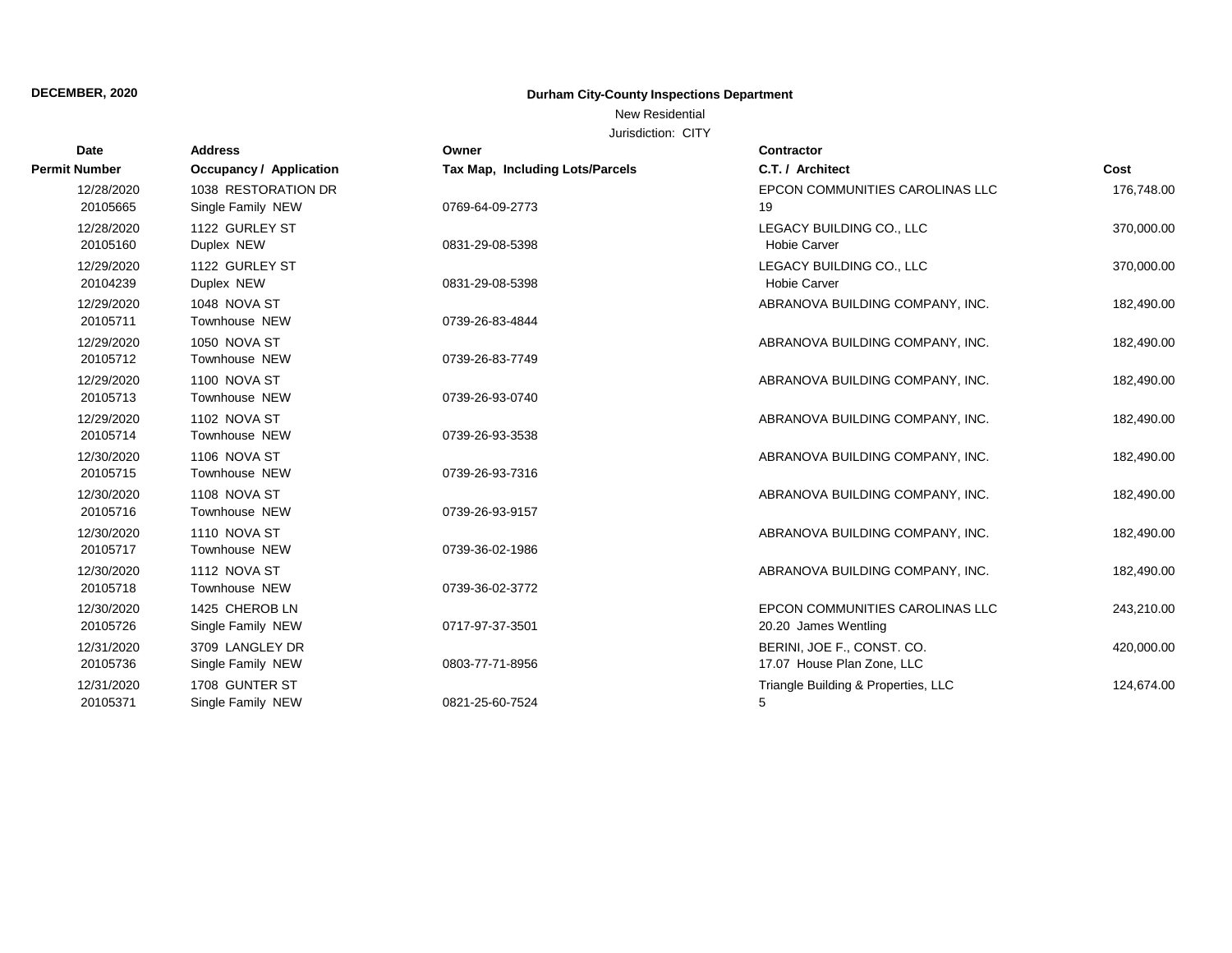**DECEMBER, 2020**

**Durham City-County Inspections Department**

New Residential

Jurisdiction: CITY

| Date<br>Permit Number | Address<br>Occupancy / Application | Owner<br>Tax Map, Including Lots/Parcels | Contractor<br>C.T. / Architect | Cost |
|---|---|---|---|---|
| 12/28/2020<br>20105665 | 1038 RESTORATION DR<br>Single Family NEW | 0769-64-09-2773 | EPCON COMMUNITIES CAROLINAS LLC<br>19 | 176,748.00 |
| 12/28/2020<br>20105160 | 1122 GURLEY ST<br>Duplex NEW | 0831-29-08-5398 | LEGACY BUILDING CO., LLC<br>Hobie Carver | 370,000.00 |
| 12/29/2020<br>20104239 | 1122 GURLEY ST<br>Duplex NEW | 0831-29-08-5398 | LEGACY BUILDING CO., LLC<br>Hobie Carver | 370,000.00 |
| 12/29/2020<br>20105711 | 1048 NOVA ST<br>Townhouse NEW | 0739-26-83-4844 | ABRANOVA BUILDING COMPANY, INC. | 182,490.00 |
| 12/29/2020<br>20105712 | 1050 NOVA ST<br>Townhouse NEW | 0739-26-83-7749 | ABRANOVA BUILDING COMPANY, INC. | 182,490.00 |
| 12/29/2020<br>20105713 | 1100 NOVA ST<br>Townhouse NEW | 0739-26-93-0740 | ABRANOVA BUILDING COMPANY, INC. | 182,490.00 |
| 12/29/2020<br>20105714 | 1102 NOVA ST<br>Townhouse NEW | 0739-26-93-3538 | ABRANOVA BUILDING COMPANY, INC. | 182,490.00 |
| 12/30/2020<br>20105715 | 1106 NOVA ST<br>Townhouse NEW | 0739-26-93-7316 | ABRANOVA BUILDING COMPANY, INC. | 182,490.00 |
| 12/30/2020<br>20105716 | 1108 NOVA ST<br>Townhouse NEW | 0739-26-93-9157 | ABRANOVA BUILDING COMPANY, INC. | 182,490.00 |
| 12/30/2020<br>20105717 | 1110 NOVA ST<br>Townhouse NEW | 0739-36-02-1986 | ABRANOVA BUILDING COMPANY, INC. | 182,490.00 |
| 12/30/2020<br>20105718 | 1112 NOVA ST<br>Townhouse NEW | 0739-36-02-3772 | ABRANOVA BUILDING COMPANY, INC. | 182,490.00 |
| 12/30/2020<br>20105726 | 1425 CHEROB LN<br>Single Family NEW | 0717-97-37-3501 | EPCON COMMUNITIES CAROLINAS LLC<br>20.20 James Wentling | 243,210.00 |
| 12/31/2020<br>20105736 | 3709 LANGLEY DR<br>Single Family NEW | 0803-77-71-8956 | BERINI, JOE F., CONST. CO.<br>17.07 House Plan Zone, LLC | 420,000.00 |
| 12/31/2020<br>20105371 | 1708 GUNTER ST<br>Single Family NEW | 0821-25-60-7524 | Triangle Building & Properties, LLC<br>5 | 124,674.00 |